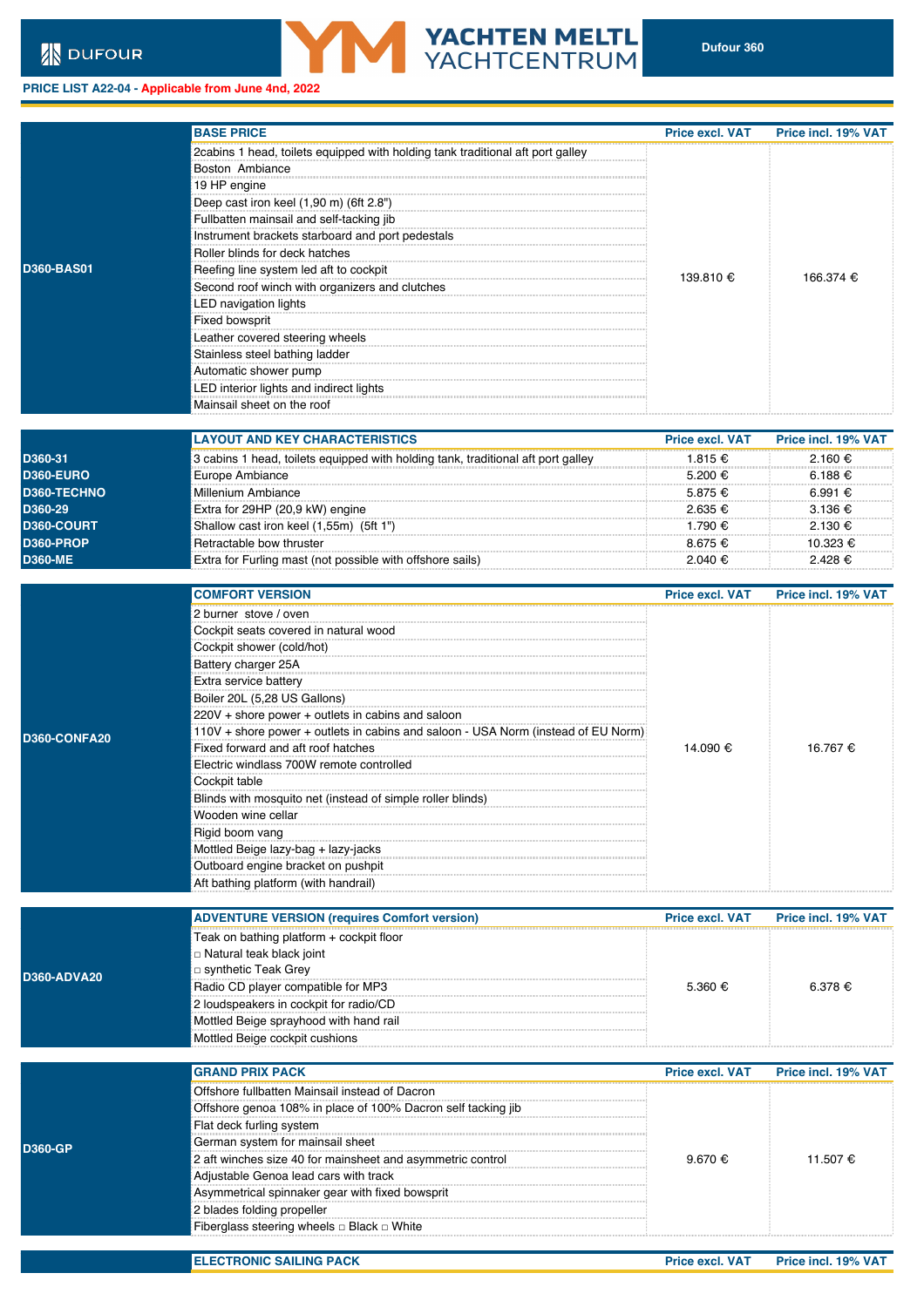DUFOUR

YACHTEN MELTL YACHTCENTRUM

**Dufour 360**

**PRICE LIST A22-04 - Applicable from June 4nd, 2022**

| | BASE PRICE | Price excl. VAT | Price incl. 19% VAT |
|---|---|---|---|
| D360-BAS01 | 2cabins 1 head, toilets equipped with holding tank traditional aft port galley<br>Boston Ambiance<br>19 HP engine<br>Deep cast iron keel (1,90 m) (6ft 2.8")<br>Fullbatten mainsail and self-tacking jib<br>Instrument brackets starboard and port pedestals<br>Roller blinds for deck hatches<br>Reefing line system led aft to cockpit<br>Second roof winch with organizers and clutches<br>LED navigation lights<br>Fixed bowsprit<br>Leather covered steering wheels<br>Stainless steel bathing ladder<br>Automatic shower pump<br>LED interior lights and indirect lights<br>Mainsail sheet on the roof | 139.810 € | 166.374 € |

| | LAYOUT AND KEY CHARACTERISTICS | Price excl. VAT | Price incl. 19% VAT |
|---|---|---|---|
| D360-31 | 3 cabins 1 head, toilets equipped with holding tank, traditional aft port galley | 1.815 € | 2.160 € |
| D360-EURO | Europe Ambiance | 5.200 € | 6.188 € |
| D360-TECHNO | Millenium Ambiance | 5.875 € | 6.991 € |
| D360-29 | Extra for 29HP (20,9 kW) engine | 2.635 € | 3.136 € |
| D360-COURT | Shallow cast iron keel (1,55m) (5ft 1") | 1.790 € | 2.130 € |
| D360-PROP | Retractable bow thruster | 8.675 € | 10.323 € |
| D360-ME | Extra for Furling mast (not possible with offshore sails) | 2.040 € | 2.428 € |

| | COMFORT VERSION | Price excl. VAT | Price incl. 19% VAT |
|---|---|---|---|
| D360-CONFA20 | 2 burner stove / oven<br>Cockpit seats covered in natural wood<br>Cockpit shower (cold/hot)<br>Battery charger 25A<br>Extra service battery<br>Boiler 20L (5,28 US Gallons)<br>220V + shore power + outlets in cabins and saloon<br>110V + shore power + outlets in cabins and saloon - USA Norm (instead of EU Norm)<br>Fixed forward and aft roof hatches<br>Electric windlass 700W remote controlled<br>Cockpit table<br>Blinds with mosquito net (instead of simple roller blinds)<br>Wooden wine cellar<br>Rigid boom vang<br>Mottled Beige lazy-bag + lazy-jacks<br>Outboard engine bracket on pushpit<br>Aft bathing platform (with handrail) | 14.090 € | 16.767 € |

| | ADVENTURE VERSION (requires Comfort version) | Price excl. VAT | Price incl. 19% VAT |
|---|---|---|---|
| D360-ADVA20 | Teak on bathing platform + cockpit floor<br>□ Natural teak black joint<br>□ synthetic Teak Grey<br>Radio CD player compatible for MP3<br>2 loudspeakers in cockpit for radio/CD<br>Mottled Beige sprayhood with hand rail<br>Mottled Beige cockpit cushions | 5.360 € | 6.378 € |

| | GRAND PRIX PACK | Price excl. VAT | Price incl. 19% VAT |
|---|---|---|---|
| D360-GP | Offshore fullbatten Mainsail instead of Dacron<br>Offshore genoa 108% in place of 100% Dacron self tacking jib<br>Flat deck furling system<br>German system for mainsail sheet<br>2 aft winches size 40 for mainsheet and asymmetric control<br>Adjustable Genoa lead cars with track<br>Asymmetrical spinnaker gear with fixed bowsprit<br>2 blades folding propeller<br>Fiberglass steering wheels □ Black □ White | 9.670 € | 11.507 € |

| | ELECTRONIC SAILING PACK | Price excl. VAT | Price incl. 19% VAT |
|---|---|---|---|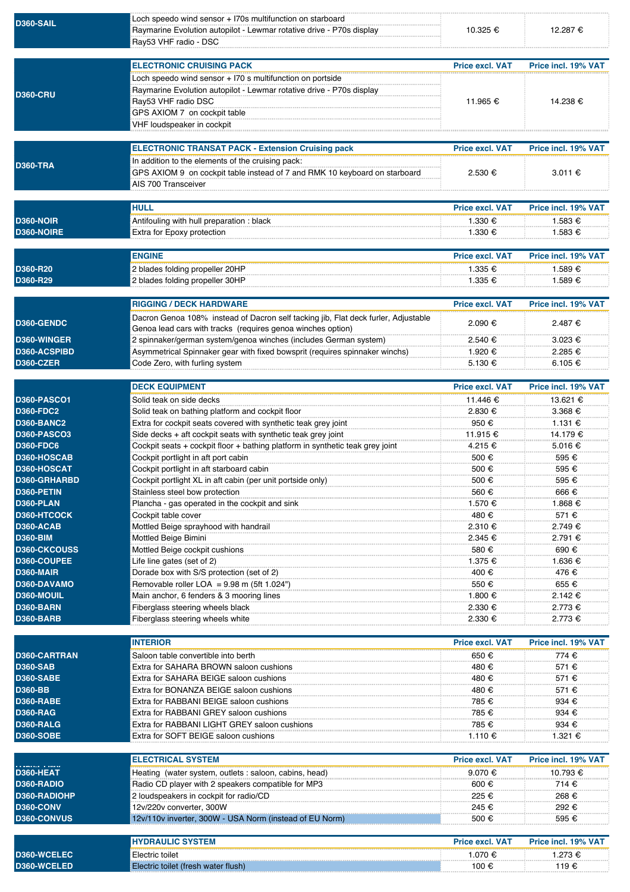| | | Price excl. VAT | Price incl. 19% VAT |
|---|---|---|---|
| D360-SAIL | Loch speedo wind sensor + I70s multifunction on starboard<br>Raymarine Evolution autopilot - Lewmar rotative drive - P70s display<br>Ray53 VHF radio - DSC | 10.325 € | 12.287 € |

| | ELECTRONIC CRUISING PACK | Price excl. VAT | Price incl. 19% VAT |
|---|---|---|---|
| D360-CRU | Loch speedo wind sensor + I70 s multifunction on portside<br>Raymarine Evolution autopilot - Lewmar rotative drive - P70s display<br>Ray53 VHF radio DSC<br>GPS AXIOM 7 on cockpit table<br>VHF loudspeaker in cockpit | 11.965 € | 14.238 € |

| | ELECTRONIC TRANSAT PACK - Extension Cruising pack | Price excl. VAT | Price incl. 19% VAT |
|---|---|---|---|
| D360-TRA | In addition to the elements of the cruising pack:<br>GPS AXIOM 9 on cockpit table instead of 7 and RMK 10 keyboard on starboard<br>AIS 700 Transceiver | 2.530 € | 3.011 € |

| | HULL | Price excl. VAT | Price incl. 19% VAT |
|---|---|---|---|
| D360-NOIR | Antifouling with hull preparation : black | 1.330 € | 1.583 € |
| D360-NOIRE | Extra for Epoxy protection | 1.330 € | 1.583 € |

| | ENGINE | Price excl. VAT | Price incl. 19% VAT |
|---|---|---|---|
| D360-R20 | 2 blades folding propeller 20HP | 1.335 € | 1.589 € |
| D360-R29 | 2 blades folding propeller 30HP | 1.335 € | 1.589 € |

| | RIGGING / DECK HARDWARE | Price excl. VAT | Price incl. 19% VAT |
|---|---|---|---|
| D360-GENDC | Dacron Genoa 108% instead of Dacron self tacking jib, Flat deck furler, Adjustable Genoa lead cars with tracks (requires genoa winches option) | 2.090 € | 2.487 € |
| D360-WINGER | 2 spinnaker/german system/genoa winches (includes German system) | 2.540 € | 3.023 € |
| D360-ACSPIBD | Asymmetrical Spinnaker gear with fixed bowsprit (requires spinnaker winchs) | 1.920 € | 2.285 € |
| D360-CZER | Code Zero, with furling system | 5.130 € | 6.105 € |

| | DECK EQUIPMENT | Price excl. VAT | Price incl. 19% VAT |
|---|---|---|---|
| D360-PASCO1 | Solid teak on side decks | 11.446 € | 13.621 € |
| D360-FDC2 | Solid teak on bathing platform and cockpit floor | 2.830 € | 3.368 € |
| D360-BANC2 | Extra for cockpit seats covered with synthetic teak grey joint | 950 € | 1.131 € |
| D360-PASCO3 | Side decks + aft cockpit seats with synthetic teak grey joint | 11.915 € | 14.179 € |
| D360-FDC6 | Cockpit seats + cockpit floor + bathing platform in synthetic teak grey joint | 4.215 € | 5.016 € |
| D360-HOSCAB | Cockpit portlight in aft port cabin | 500 € | 595 € |
| D360-HOSCAT | Cockpit portlight in aft starboard cabin | 500 € | 595 € |
| D360-GRHARBD | Cockpit portlight XL in aft cabin (per unit portside only) | 500 € | 595 € |
| D360-PETIN | Stainless steel bow protection | 560 € | 666 € |
| D360-PLAN | Plancha - gas operated in the cockpit and sink | 1.570 € | 1.868 € |
| D360-HTCOCK | Cockpit table cover | 480 € | 571 € |
| D360-ACAB | Mottled Beige sprayhood with handrail | 2.310 € | 2.749 € |
| D360-BIM | Mottled Beige Bimini | 2.345 € | 2.791 € |
| D360-CKCOUSS | Mottled Beige cockpit cushions | 580 € | 690 € |
| D360-COUPEE | Life line gates (set of 2) | 1.375 € | 1.636 € |
| D360-MAIR | Dorade box with S/S protection (set of 2) | 400 € | 476 € |
| D360-DAVAMO | Removable roller LOA = 9.98 m (5ft 1.024") | 550 € | 655 € |
| D360-MOUIL | Main anchor, 6 fenders & 3 mooring lines | 1.800 € | 2.142 € |
| D360-BARN | Fiberglass steering wheels black | 2.330 € | 2.773 € |
| D360-BARB | Fiberglass steering wheels white | 2.330 € | 2.773 € |

| | INTERIOR | Price excl. VAT | Price incl. 19% VAT |
|---|---|---|---|
| D360-CARTRAN | Saloon table convertible into berth | 650 € | 774 € |
| D360-SAB | Extra for SAHARA BROWN saloon cushions | 480 € | 571 € |
| D360-SABE | Extra for SAHARA BEIGE saloon cushions | 480 € | 571 € |
| D360-BB | Extra for BONANZA BEIGE saloon cushions | 480 € | 571 € |
| D360-RABE | Extra for RABBANI BEIGE saloon cushions | 785 € | 934 € |
| D360-RAG | Extra for RABBANI GREY saloon cushions | 785 € | 934 € |
| D360-RALG | Extra for RABBANI LIGHT GREY saloon cushions | 785 € | 934 € |
| D360-SOBE | Extra for SOFT BEIGE saloon cushions | 1.110 € | 1.321 € |

| | ELECTRICAL SYSTEM | Price excl. VAT | Price incl. 19% VAT |
|---|---|---|---|
| D360-HEAT | Heating (water system, outlets : saloon, cabins, head) | 9.070 € | 10.793 € |
| D360-RADIO | Radio CD player with 2 speakers compatible for MP3 | 600 € | 714 € |
| D360-RADIOHP | 2 loudspeakers in cockpit for radio/CD | 225 € | 268 € |
| D360-CONV | 12v/220v converter, 300W | 245 € | 292 € |
| D360-CONVUS | 12v/110v inverter, 300W - USA Norm (instead of EU Norm) | 500 € | 595 € |

| | HYDRAULIC SYSTEM | Price excl. VAT | Price incl. 19% VAT |
|---|---|---|---|
| D360-WCELEC | Electric toilet | 1.070 € | 1.273 € |
| D360-WCELED | Electric toilet (fresh water flush) | 100 € | 119 € |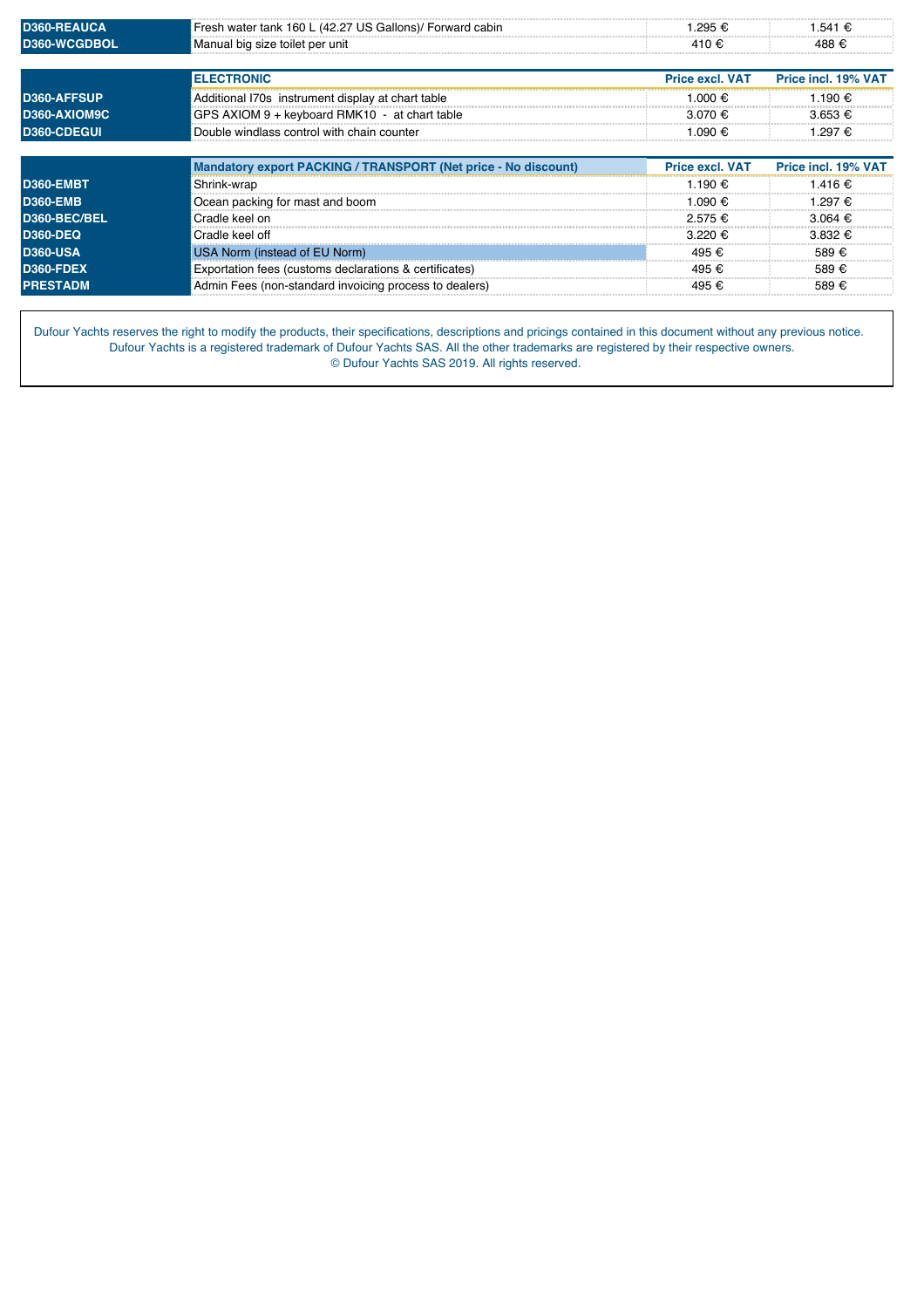| | | | |
|---|---|---|---|
| D360-REAUCA | Fresh water tank 160 L (42.27 US Gallons)/ Forward cabin | 1.295 € | 1.541 € |
| D360-WCGDBOL | Manual big size toilet per unit | 410 € | 488 € |

| | ELECTRONIC | Price excl. VAT | Price incl. 19% VAT |
|---|---|---|---|
| D360-AFFSUP | Additional I70s instrument display at chart table | 1.000 € | 1.190 € |
| D360-AXIOM9C | GPS AXIOM 9 + keyboard RMK10 - at chart table | 3.070 € | 3.653 € |
| D360-CDEGUI | Double windlass control with chain counter | 1.090 € | 1.297 € |

| | Mandatory export PACKING / TRANSPORT (Net price - No discount) | Price excl. VAT | Price incl. 19% VAT |
|---|---|---|---|
| D360-EMBT | Shrink-wrap | 1.190 € | 1.416 € |
| D360-EMB | Ocean packing for mast and boom | 1.090 € | 1.297 € |
| D360-BEC/BEL | Cradle keel on | 2.575 € | 3.064 € |
| D360-DEQ | Cradle keel off | 3.220 € | 3.832 € |
| D360-USA | USA Norm (instead of EU Norm) | 495 € | 589 € |
| D360-FDEX | Exportation fees (customs declarations & certificates) | 495 € | 589 € |
| PRESTADM | Admin Fees (non-standard invoicing process to dealers) | 495 € | 589 € |

Dufour Yachts reserves the right to modify the products, their specifications, descriptions and pricings contained in this document without any previous notice.
Dufour Yachts is a registered trademark of Dufour Yachts SAS. All the other trademarks are registered by their respective owners.
© Dufour Yachts SAS 2019. All rights reserved.